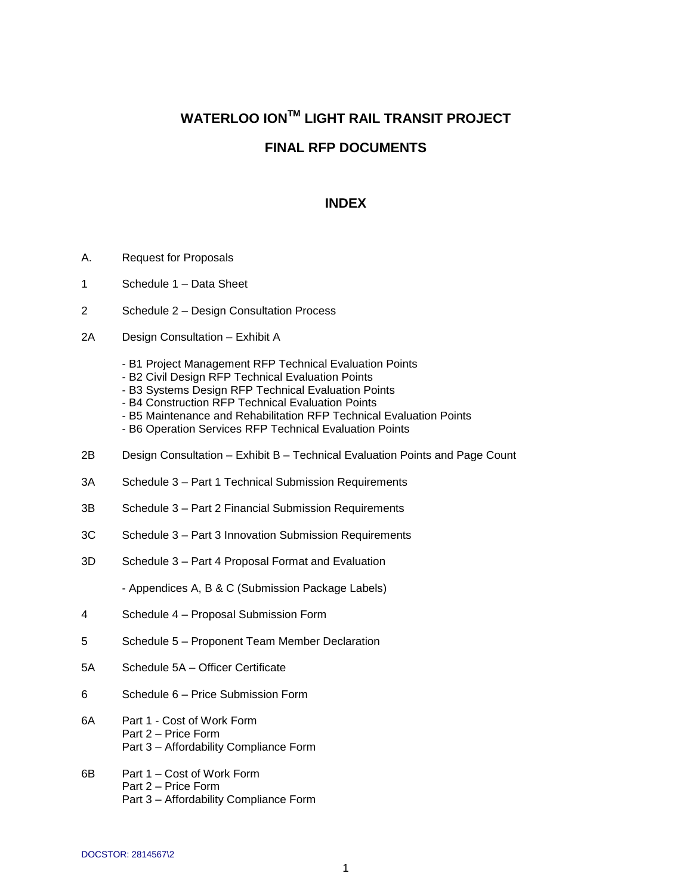# WATERLOO ION™ LIGHT RAIL TRANSIT PROJECT

# FINAL RFP DOCUMENTS

## INDEX

A. Request for Proposals

1 Schedule 1 – Data Sheet

2 Schedule 2 – Design Consultation Process

2A Design Consultation – Exhibit A

- B1 Project Management RFP Technical Evaluation Points
- B2 Civil Design RFP Technical Evaluation Points
- B3 Systems Design RFP Technical Evaluation Points
- B4 Construction RFP Technical Evaluation Points
- B5 Maintenance and Rehabilitation RFP Technical Evaluation Points
- B6 Operation Services RFP Technical Evaluation Points

2B Design Consultation – Exhibit B – Technical Evaluation Points and Page Count

3A Schedule 3 – Part 1 Technical Submission Requirements

3B Schedule 3 – Part 2 Financial Submission Requirements

3C Schedule 3 – Part 3 Innovation Submission Requirements

3D Schedule 3 – Part 4 Proposal Format and Evaluation

- Appendices A, B & C (Submission Package Labels)

4 Schedule 4 – Proposal Submission Form

5 Schedule 5 – Proponent Team Member Declaration

5A Schedule 5A – Officer Certificate

6 Schedule 6 – Price Submission Form

6A Part 1 - Cost of Work Form
Part 2 – Price Form
Part 3 – Affordability Compliance Form

6B Part 1 – Cost of Work Form
Part 2 – Price Form
Part 3 – Affordability Compliance Form

DOCSTOR: 2814567\2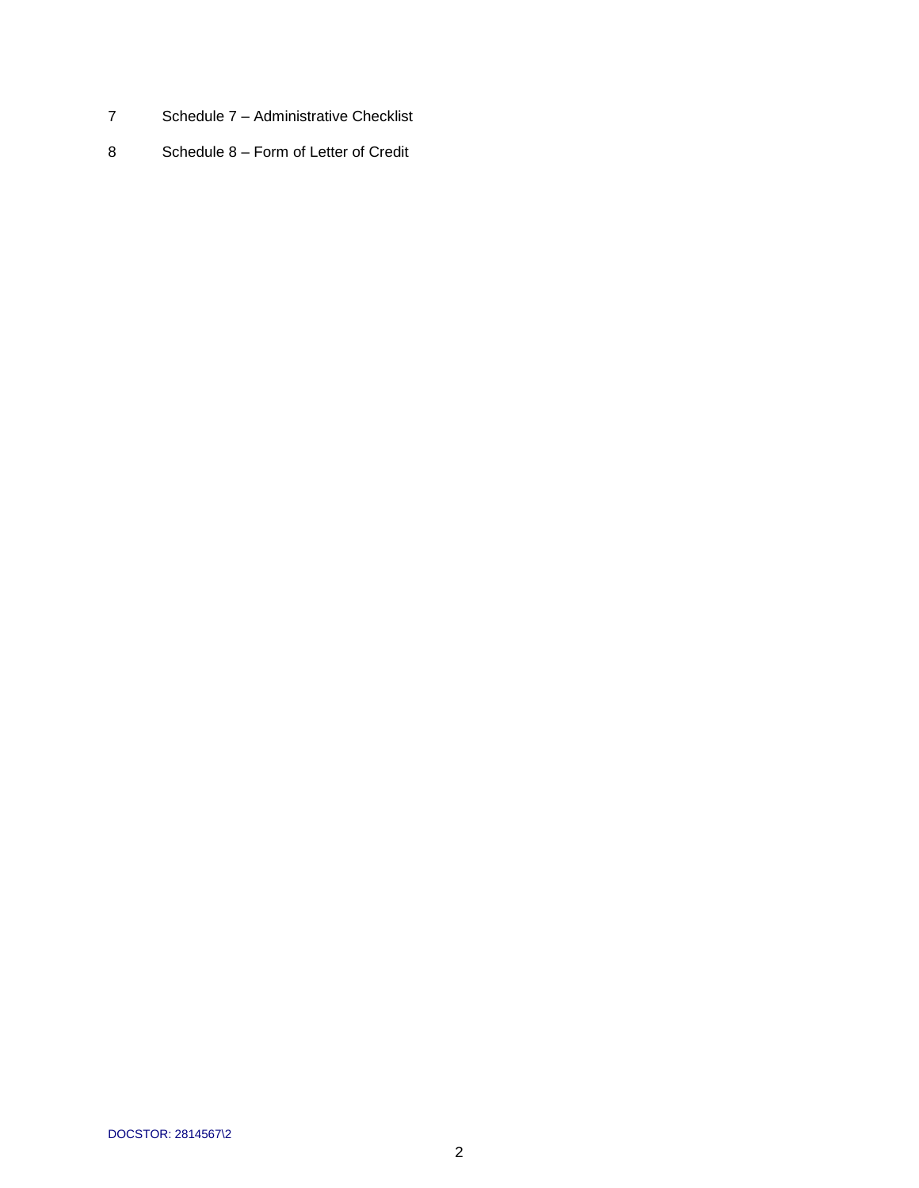7 Schedule 7 – Administrative Checklist

8 Schedule 8 – Form of Letter of Credit

DOCSTOR: 2814567\2